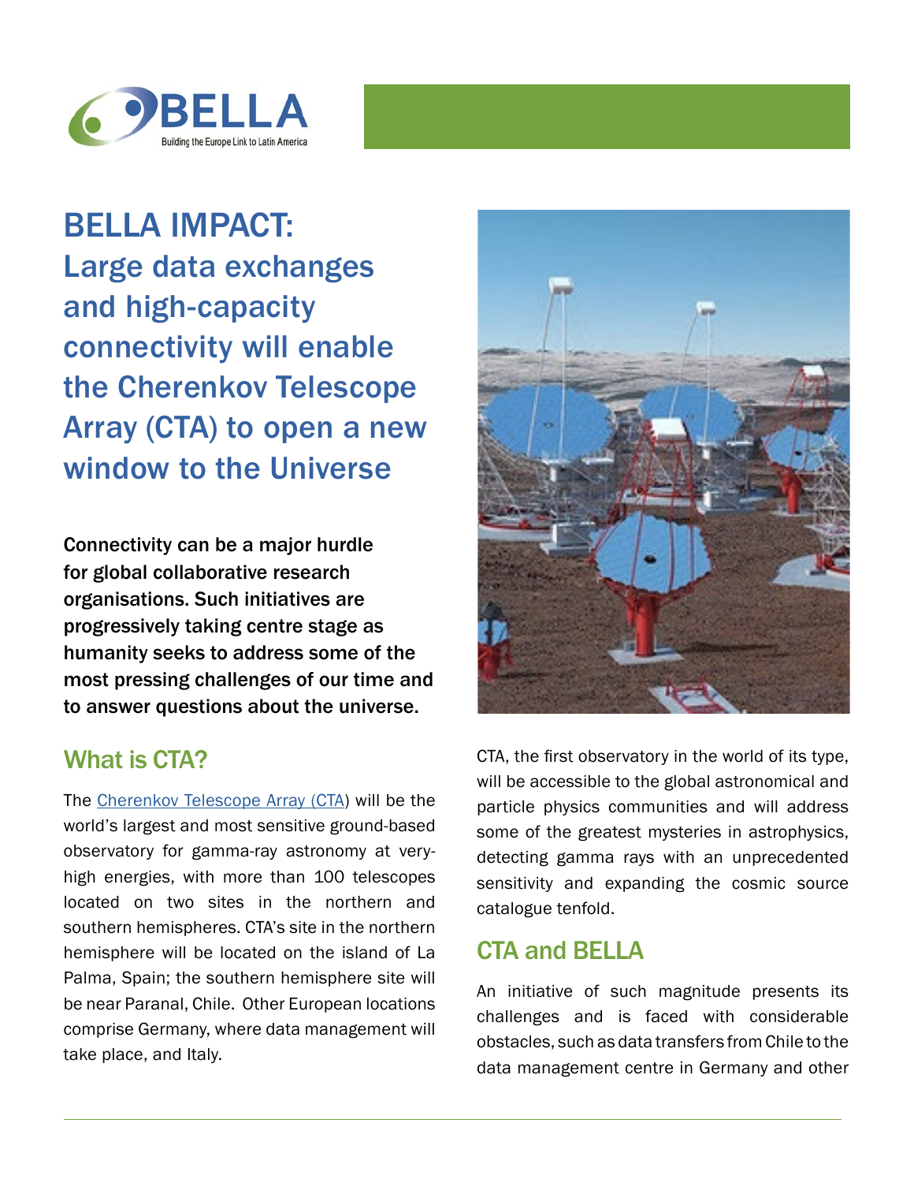# BELLA IMPACT: Large data exchanges and high-capacity connectivity will enable the Cherenkov Telescope Array (CTA) to open a new window to the Universe

**Connectivity can be a major hurdle for global collaborative research organisations. Such initiatives are progressively taking centre stage as humanity seeks to address some of the most pressing challenges of our time and to answer questions about the universe.**

## What is CTA?

The [Cherenkov Telescope Array (CTA)]() will be the world's largest and most sensitive ground-based observatory for gamma-ray astronomy at very-high energies, with more than 100 telescopes located on two sites in the northern and southern hemispheres. CTA's site in the northern hemisphere will be located on the island of La Palma, Spain; the southern hemisphere site will be near Paranal, Chile. Other European locations comprise Germany, where data management will take place, and Italy.

CTA, the first observatory in the world of its type, will be accessible to the global astronomical and particle physics communities and will address some of the greatest mysteries in astrophysics, detecting gamma rays with an unprecedented sensitivity and expanding the cosmic source catalogue tenfold.

## CTA and BELLA

An initiative of such magnitude presents its challenges and is faced with considerable obstacles, such as data transfers from Chile to the data management centre in Germany and other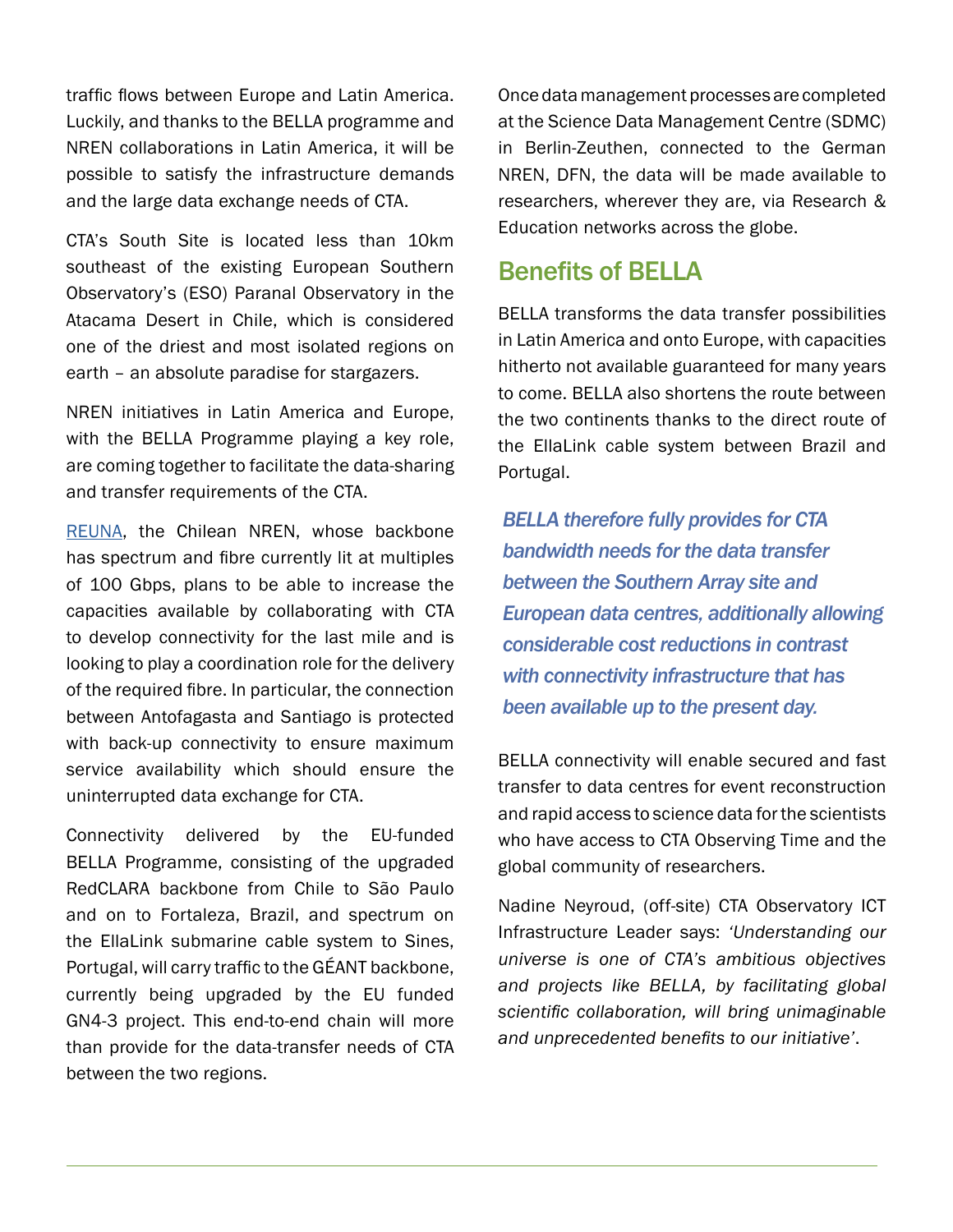traffic flows between Europe and Latin America. Luckily, and thanks to the BELLA programme and NREN collaborations in Latin America, it will be possible to satisfy the infrastructure demands and the large data exchange needs of CTA.

CTA's South Site is located less than 10km southeast of the existing European Southern Observatory's (ESO) Paranal Observatory in the Atacama Desert in Chile, which is considered one of the driest and most isolated regions on earth – an absolute paradise for stargazers.

NREN initiatives in Latin America and Europe, with the BELLA Programme playing a key role, are coming together to facilitate the data-sharing and transfer requirements of the CTA.

REUNA, the Chilean NREN, whose backbone has spectrum and fibre currently lit at multiples of 100 Gbps, plans to be able to increase the capacities available by collaborating with CTA to develop connectivity for the last mile and is looking to play a coordination role for the delivery of the required fibre. In particular, the connection between Antofagasta and Santiago is protected with back-up connectivity to ensure maximum service availability which should ensure the uninterrupted data exchange for CTA.

Connectivity delivered by the EU-funded BELLA Programme, consisting of the upgraded RedCLARA backbone from Chile to São Paulo and on to Fortaleza, Brazil, and spectrum on the EllaLink submarine cable system to Sines, Portugal, will carry traffic to the GÉANT backbone, currently being upgraded by the EU funded GN4-3 project. This end-to-end chain will more than provide for the data-transfer needs of CTA between the two regions.

Once data management processes are completed at the Science Data Management Centre (SDMC) in Berlin-Zeuthen, connected to the German NREN, DFN, the data will be made available to researchers, wherever they are, via Research & Education networks across the globe.

## Benefits of BELLA

BELLA transforms the data transfer possibilities in Latin America and onto Europe, with capacities hitherto not available guaranteed for many years to come. BELLA also shortens the route between the two continents thanks to the direct route of the EllaLink cable system between Brazil and Portugal.

***BELLA therefore fully provides for CTA bandwidth needs for the data transfer between the Southern Array site and European data centres, additionally allowing considerable cost reductions in contrast with connectivity infrastructure that has been available up to the present day.***

BELLA connectivity will enable secured and fast transfer to data centres for event reconstruction and rapid access to science data for the scientists who have access to CTA Observing Time and the global community of researchers.

Nadine Neyroud, (off-site) CTA Observatory ICT Infrastructure Leader says: *'Understanding our universe is one of CTA's ambitious objectives and projects like BELLA, by facilitating global scientific collaboration, will bring unimaginable and unprecedented benefits to our initiative'*.